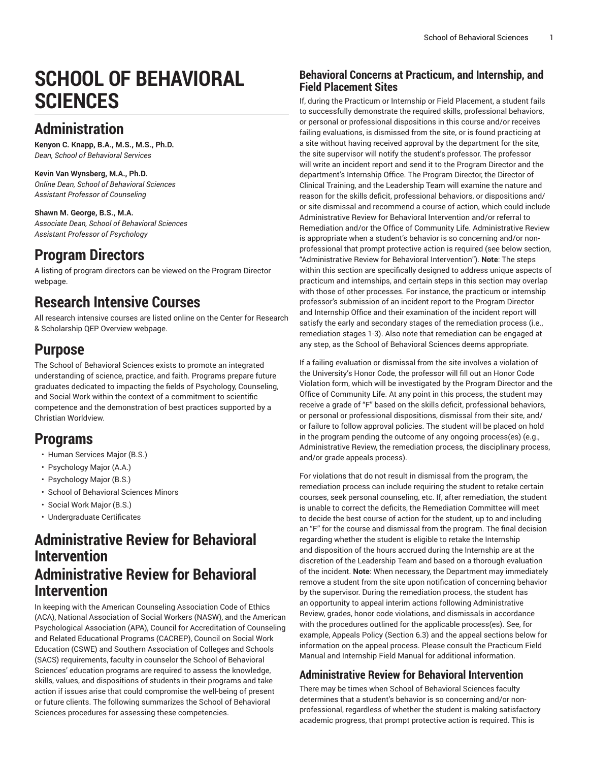# SCHOOL OF BEHAVIORAL SCIENCES

## Administration

**Kenyon C. Knapp, B.A., M.S., M.S., Ph.D.**
*Dean, School of Behavioral Services*

**Kevin Van Wynsberg, M.A., Ph.D.**
*Online Dean, School of Behavioral Sciences*
*Assistant Professor of Counseling*

**Shawn M. George, B.S., M.A.**
*Associate Dean, School of Behavioral Sciences*
*Assistant Professor of Psychology*

## Program Directors

A listing of program directors can be viewed on the Program Director webpage.

## Research Intensive Courses

All research intensive courses are listed online on the Center for Research & Scholarship QEP Overview webpage.

## Purpose

The School of Behavioral Sciences exists to promote an integrated understanding of science, practice, and faith. Programs prepare future graduates dedicated to impacting the fields of Psychology, Counseling, and Social Work within the context of a commitment to scientific competence and the demonstration of best practices supported by a Christian Worldview.

## Programs

- Human Services Major (B.S.)
- Psychology Major (A.A.)
- Psychology Major (B.S.)
- School of Behavioral Sciences Minors
- Social Work Major (B.S.)
- Undergraduate Certificates

## Administrative Review for Behavioral Intervention

## Administrative Review for Behavioral Intervention

In keeping with the American Counseling Association Code of Ethics (ACA), National Association of Social Workers (NASW), and the American Psychological Association (APA), Council for Accreditation of Counseling and Related Educational Programs (CACREP), Council on Social Work Education (CSWE) and Southern Association of Colleges and Schools (SACS) requirements, faculty in counselor the School of Behavioral Sciences' education programs are required to assess the knowledge, skills, values, and dispositions of students in their programs and take action if issues arise that could compromise the well-being of present or future clients. The following summarizes the School of Behavioral Sciences procedures for assessing these competencies.

### Behavioral Concerns at Practicum, and Internship, and Field Placement Sites

If, during the Practicum or Internship or Field Placement, a student fails to successfully demonstrate the required skills, professional behaviors, or personal or professional dispositions in this course and/or receives failing evaluations, is dismissed from the site, or is found practicing at a site without having received approval by the department for the site, the site supervisor will notify the student's professor. The professor will write an incident report and send it to the Program Director and the department's Internship Office. The Program Director, the Director of Clinical Training, and the Leadership Team will examine the nature and reason for the skills deficit, professional behaviors, or dispositions and/or site dismissal and recommend a course of action, which could include Administrative Review for Behavioral Intervention and/or referral to Remediation and/or the Office of Community Life. Administrative Review is appropriate when a student's behavior is so concerning and/or non-professional that prompt protective action is required (see below section, "Administrative Review for Behavioral Intervention"). **Note**: The steps within this section are specifically designed to address unique aspects of practicum and internships, and certain steps in this section may overlap with those of other processes. For instance, the practicum or internship professor's submission of an incident report to the Program Director and Internship Office and their examination of the incident report will satisfy the early and secondary stages of the remediation process (i.e., remediation stages 1-3). Also note that remediation can be engaged at any step, as the School of Behavioral Sciences deems appropriate.

If a failing evaluation or dismissal from the site involves a violation of the University's Honor Code, the professor will fill out an Honor Code Violation form, which will be investigated by the Program Director and the Office of Community Life. At any point in this process, the student may receive a grade of "F" based on the skills deficit, professional behaviors, or personal or professional dispositions, dismissal from their site, and/or failure to follow approval policies. The student will be placed on hold in the program pending the outcome of any ongoing process(es) (e.g., Administrative Review, the remediation process, the disciplinary process, and/or grade appeals process).

For violations that do not result in dismissal from the program, the remediation process can include requiring the student to retake certain courses, seek personal counseling, etc. If, after remediation, the student is unable to correct the deficits, the Remediation Committee will meet to decide the best course of action for the student, up to and including an "F" for the course and dismissal from the program. The final decision regarding whether the student is eligible to retake the Internship and disposition of the hours accrued during the Internship are at the discretion of the Leadership Team and based on a thorough evaluation of the incident. **Note**: When necessary, the Department may immediately remove a student from the site upon notification of concerning behavior by the supervisor. During the remediation process, the student has an opportunity to appeal interim actions following Administrative Review, grades, honor code violations, and dismissals in accordance with the procedures outlined for the applicable process(es). See, for example, Appeals Policy (Section 6.3) and the appeal sections below for information on the appeal process. Please consult the Practicum Field Manual and Internship Field Manual for additional information.

### Administrative Review for Behavioral Intervention

There may be times when School of Behavioral Sciences faculty determines that a student's behavior is so concerning and/or non-professional, regardless of whether the student is making satisfactory academic progress, that prompt protective action is required. This is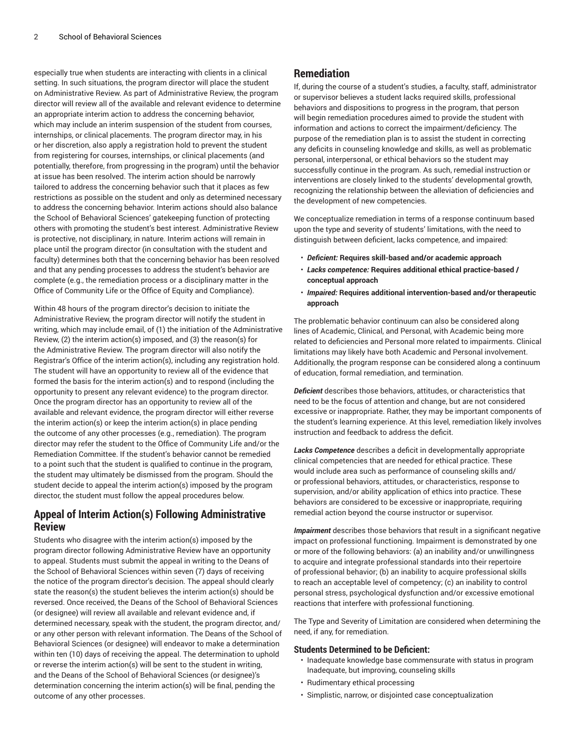especially true when students are interacting with clients in a clinical setting. In such situations, the program director will place the student on Administrative Review. As part of Administrative Review, the program director will review all of the available and relevant evidence to determine an appropriate interim action to address the concerning behavior, which may include an interim suspension of the student from courses, internships, or clinical placements. The program director may, in his or her discretion, also apply a registration hold to prevent the student from registering for courses, internships, or clinical placements (and potentially, therefore, from progressing in the program) until the behavior at issue has been resolved. The interim action should be narrowly tailored to address the concerning behavior such that it places as few restrictions as possible on the student and only as determined necessary to address the concerning behavior. Interim actions should also balance the School of Behavioral Sciences' gatekeeping function of protecting others with promoting the student's best interest. Administrative Review is protective, not disciplinary, in nature. Interim actions will remain in place until the program director (in consultation with the student and faculty) determines both that the concerning behavior has been resolved and that any pending processes to address the student's behavior are complete (e.g., the remediation process or a disciplinary matter in the Office of Community Life or the Office of Equity and Compliance).

Within 48 hours of the program director's decision to initiate the Administrative Review, the program director will notify the student in writing, which may include email, of (1) the initiation of the Administrative Review, (2) the interim action(s) imposed, and (3) the reason(s) for the Administrative Review. The program director will also notify the Registrar's Office of the interim action(s), including any registration hold. The student will have an opportunity to review all of the evidence that formed the basis for the interim action(s) and to respond (including the opportunity to present any relevant evidence) to the program director. Once the program director has an opportunity to review all of the available and relevant evidence, the program director will either reverse the interim action(s) or keep the interim action(s) in place pending the outcome of any other processes (e.g., remediation). The program director may refer the student to the Office of Community Life and/or the Remediation Committee. If the student's behavior cannot be remedied to a point such that the student is qualified to continue in the program, the student may ultimately be dismissed from the program. Should the student decide to appeal the interim action(s) imposed by the program director, the student must follow the appeal procedures below.

## Appeal of Interim Action(s) Following Administrative Review

Students who disagree with the interim action(s) imposed by the program director following Administrative Review have an opportunity to appeal. Students must submit the appeal in writing to the Deans of the School of Behavioral Sciences within seven (7) days of receiving the notice of the program director's decision. The appeal should clearly state the reason(s) the student believes the interim action(s) should be reversed. Once received, the Deans of the School of Behavioral Sciences (or designee) will review all available and relevant evidence and, if determined necessary, speak with the student, the program director, and/or any other person with relevant information. The Deans of the School of Behavioral Sciences (or designee) will endeavor to make a determination within ten (10) days of receiving the appeal. The determination to uphold or reverse the interim action(s) will be sent to the student in writing, and the Deans of the School of Behavioral Sciences (or designee)'s determination concerning the interim action(s) will be final, pending the outcome of any other processes.

## Remediation

If, during the course of a student's studies, a faculty, staff, administrator or supervisor believes a student lacks required skills, professional behaviors and dispositions to progress in the program, that person will begin remediation procedures aimed to provide the student with information and actions to correct the impairment/deficiency. The purpose of the remediation plan is to assist the student in correcting any deficits in counseling knowledge and skills, as well as problematic personal, interpersonal, or ethical behaviors so the student may successfully continue in the program. As such, remedial instruction or interventions are closely linked to the students' developmental growth, recognizing the relationship between the alleviation of deficiencies and the development of new competencies.

We conceptualize remediation in terms of a response continuum based upon the type and severity of students' limitations, with the need to distinguish between deficient, lacks competence, and impaired:

- ***Deficient:*** **Requires skill-based and/or academic approach**
- ***Lacks competence:*** **Requires additional ethical practice-based / conceptual approach**
- ***Impaired:*** **Requires additional intervention-based and/or therapeutic approach**

The problematic behavior continuum can also be considered along lines of Academic, Clinical, and Personal, with Academic being more related to deficiencies and Personal more related to impairments. Clinical limitations may likely have both Academic and Personal involvement. Additionally, the program response can be considered along a continuum of education, formal remediation, and termination.

***Deficient*** describes those behaviors, attitudes, or characteristics that need to be the focus of attention and change, but are not considered excessive or inappropriate. Rather, they may be important components of the student's learning experience. At this level, remediation likely involves instruction and feedback to address the deficit.

***Lacks Competence*** describes a deficit in developmentally appropriate clinical competencies that are needed for ethical practice. These would include area such as performance of counseling skills and/or professional behaviors, attitudes, or characteristics, response to supervision, and/or ability application of ethics into practice. These behaviors are considered to be excessive or inappropriate, requiring remedial action beyond the course instructor or supervisor.

***Impairment*** describes those behaviors that result in a significant negative impact on professional functioning. Impairment is demonstrated by one or more of the following behaviors: (a) an inability and/or unwillingness to acquire and integrate professional standards into their repertoire of professional behavior; (b) an inability to acquire professional skills to reach an acceptable level of competency; (c) an inability to control personal stress, psychological dysfunction and/or excessive emotional reactions that interfere with professional functioning.

The Type and Severity of Limitation are considered when determining the need, if any, for remediation.

### Students Determined to be Deficient:

- Inadequate knowledge base commensurate with status in program Inadequate, but improving, counseling skills
- Rudimentary ethical processing
- Simplistic, narrow, or disjointed case conceptualization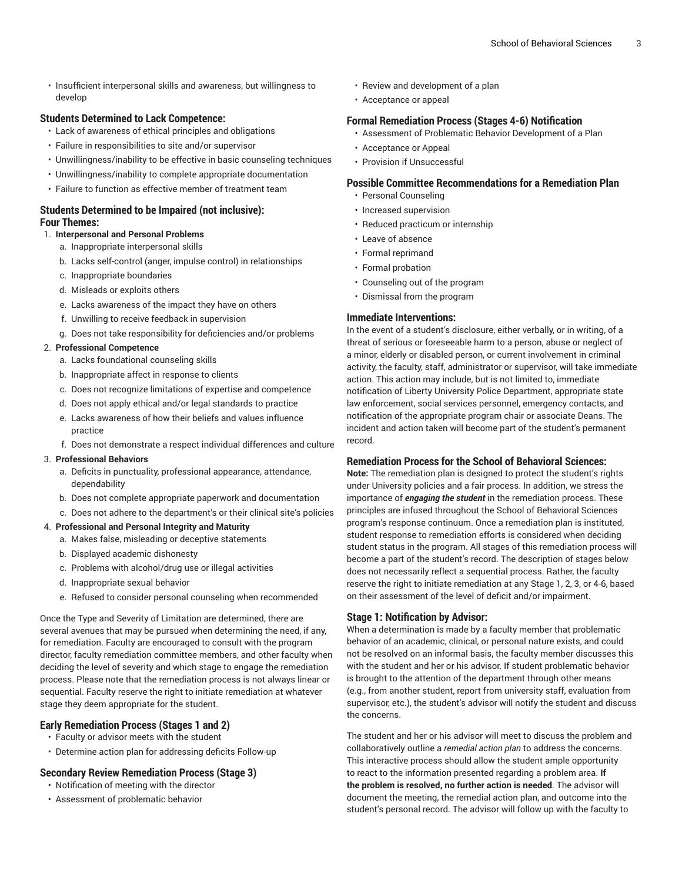- Insufficient interpersonal skills and awareness, but willingness to develop

### Students Determined to Lack Competence:

- Lack of awareness of ethical principles and obligations
- Failure in responsibilities to site and/or supervisor
- Unwillingness/inability to be effective in basic counseling techniques
- Unwillingness/inability to complete appropriate documentation
- Failure to function as effective member of treatment team

### Students Determined to be Impaired (not inclusive): Four Themes:

1. **Interpersonal and Personal Problems**
    a. Inappropriate interpersonal skills
    b. Lacks self-control (anger, impulse control) in relationships
    c. Inappropriate boundaries
    d. Misleads or exploits others
    e. Lacks awareness of the impact they have on others
    f. Unwilling to receive feedback in supervision
    g. Does not take responsibility for deficiencies and/or problems
2. **Professional Competence**
    a. Lacks foundational counseling skills
    b. Inappropriate affect in response to clients
    c. Does not recognize limitations of expertise and competence
    d. Does not apply ethical and/or legal standards to practice
    e. Lacks awareness of how their beliefs and values influence practice
    f. Does not demonstrate a respect individual differences and culture
3. **Professional Behaviors**
    a. Deficits in punctuality, professional appearance, attendance, dependability
    b. Does not complete appropriate paperwork and documentation
    c. Does not adhere to the department's or their clinical site's policies
4. **Professional and Personal Integrity and Maturity**
    a. Makes false, misleading or deceptive statements
    b. Displayed academic dishonesty
    c. Problems with alcohol/drug use or illegal activities
    d. Inappropriate sexual behavior
    e. Refused to consider personal counseling when recommended

Once the Type and Severity of Limitation are determined, there are several avenues that may be pursued when determining the need, if any, for remediation. Faculty are encouraged to consult with the program director, faculty remediation committee members, and other faculty when deciding the level of severity and which stage to engage the remediation process. Please note that the remediation process is not always linear or sequential. Faculty reserve the right to initiate remediation at whatever stage they deem appropriate for the student.

### Early Remediation Process (Stages 1 and 2)

- Faculty or advisor meets with the student
- Determine action plan for addressing deficits Follow-up

### Secondary Review Remediation Process (Stage 3)

- Notification of meeting with the director
- Assessment of problematic behavior
- Review and development of a plan
- Acceptance or appeal

### Formal Remediation Process (Stages 4-6) Notification

- Assessment of Problematic Behavior Development of a Plan
- Acceptance or Appeal
- Provision if Unsuccessful

### Possible Committee Recommendations for a Remediation Plan

- Personal Counseling
- Increased supervision
- Reduced practicum or internship
- Leave of absence
- Formal reprimand
- Formal probation
- Counseling out of the program
- Dismissal from the program

### Immediate Interventions:

In the event of a student's disclosure, either verbally, or in writing, of a threat of serious or foreseeable harm to a person, abuse or neglect of a minor, elderly or disabled person, or current involvement in criminal activity, the faculty, staff, administrator or supervisor, will take immediate action. This action may include, but is not limited to, immediate notification of Liberty University Police Department, appropriate state law enforcement, social services personnel, emergency contacts, and notification of the appropriate program chair or associate Deans. The incident and action taken will become part of the student's permanent record.

### Remediation Process for the School of Behavioral Sciences:

**Note:** The remediation plan is designed to protect the student's rights under University policies and a fair process. In addition, we stress the importance of ***engaging the student*** in the remediation process. These principles are infused throughout the School of Behavioral Sciences program's response continuum. Once a remediation plan is instituted, student response to remediation efforts is considered when deciding student status in the program. All stages of this remediation process will become a part of the student's record. The description of stages below does not necessarily reflect a sequential process. Rather, the faculty reserve the right to initiate remediation at any Stage 1, 2, 3, or 4-6, based on their assessment of the level of deficit and/or impairment.

### Stage 1: Notification by Advisor:

When a determination is made by a faculty member that problematic behavior of an academic, clinical, or personal nature exists, and could not be resolved on an informal basis, the faculty member discusses this with the student and her or his advisor. If student problematic behavior is brought to the attention of the department through other means (e.g., from another student, report from university staff, evaluation from supervisor, etc.), the student's advisor will notify the student and discuss the concerns.

The student and her or his advisor will meet to discuss the problem and collaboratively outline a *remedial action plan* to address the concerns. This interactive process should allow the student ample opportunity to react to the information presented regarding a problem area. **If the problem is resolved, no further action is needed**. The advisor will document the meeting, the remedial action plan, and outcome into the student's personal record. The advisor will follow up with the faculty to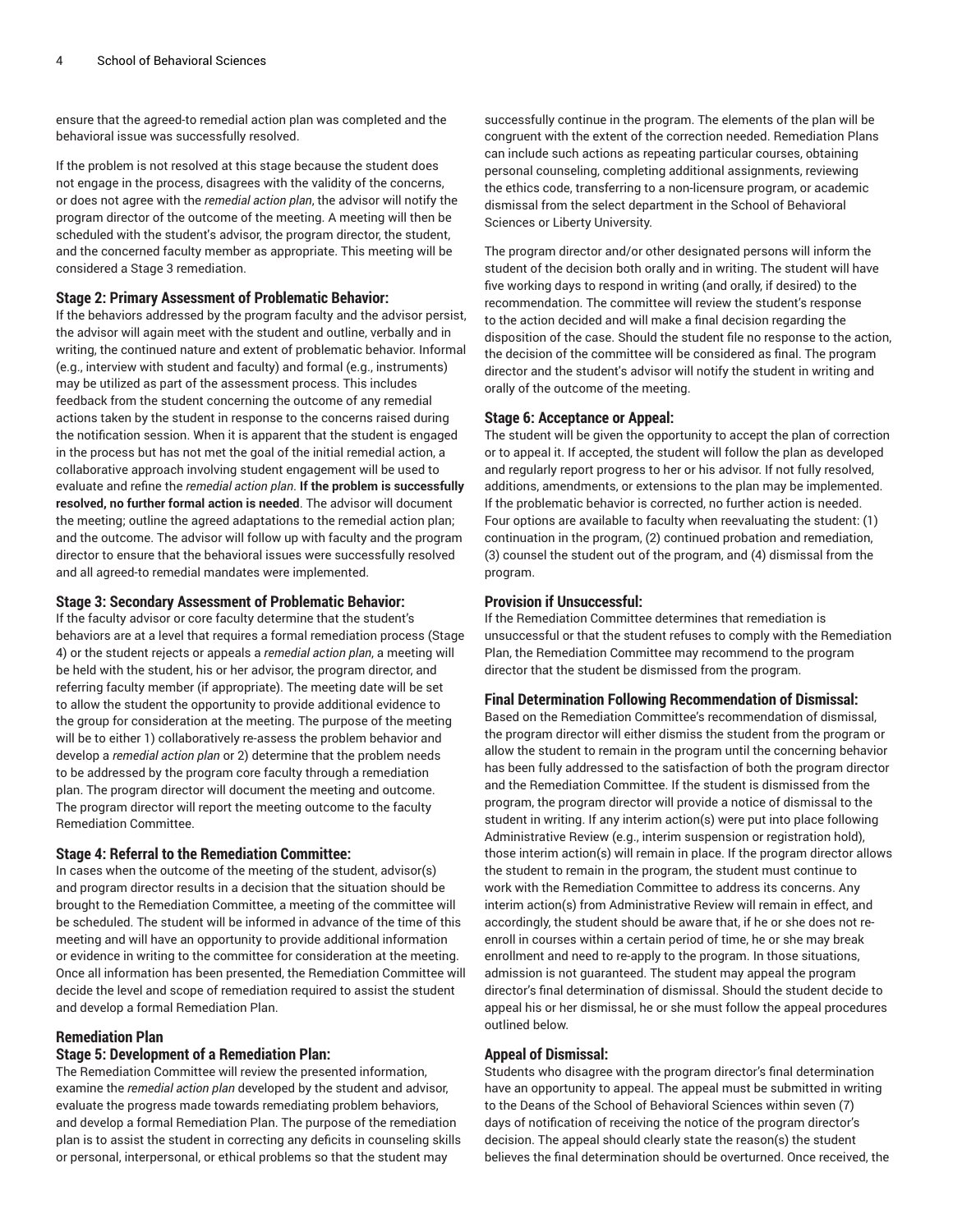ensure that the agreed-to remedial action plan was completed and the behavioral issue was successfully resolved.

If the problem is not resolved at this stage because the student does not engage in the process, disagrees with the validity of the concerns, or does not agree with the *remedial action plan*, the advisor will notify the program director of the outcome of the meeting. A meeting will then be scheduled with the student's advisor, the program director, the student, and the concerned faculty member as appropriate. This meeting will be considered a Stage 3 remediation.

### Stage 2: Primary Assessment of Problematic Behavior:

If the behaviors addressed by the program faculty and the advisor persist, the advisor will again meet with the student and outline, verbally and in writing, the continued nature and extent of problematic behavior. Informal (e.g., interview with student and faculty) and formal (e.g., instruments) may be utilized as part of the assessment process. This includes feedback from the student concerning the outcome of any remedial actions taken by the student in response to the concerns raised during the notification session. When it is apparent that the student is engaged in the process but has not met the goal of the initial remedial action, a collaborative approach involving student engagement will be used to evaluate and refine the *remedial action plan*. **If the problem is successfully resolved, no further formal action is needed**. The advisor will document the meeting; outline the agreed adaptations to the remedial action plan; and the outcome. The advisor will follow up with faculty and the program director to ensure that the behavioral issues were successfully resolved and all agreed-to remedial mandates were implemented.

### Stage 3: Secondary Assessment of Problematic Behavior:

If the faculty advisor or core faculty determine that the student's behaviors are at a level that requires a formal remediation process (Stage 4) or the student rejects or appeals a *remedial action plan*, a meeting will be held with the student, his or her advisor, the program director, and referring faculty member (if appropriate). The meeting date will be set to allow the student the opportunity to provide additional evidence to the group for consideration at the meeting. The purpose of the meeting will be to either 1) collaboratively re-assess the problem behavior and develop a *remedial action plan* or 2) determine that the problem needs to be addressed by the program core faculty through a remediation plan. The program director will document the meeting and outcome. The program director will report the meeting outcome to the faculty Remediation Committee.

### Stage 4: Referral to the Remediation Committee:

In cases when the outcome of the meeting of the student, advisor(s) and program director results in a decision that the situation should be brought to the Remediation Committee, a meeting of the committee will be scheduled. The student will be informed in advance of the time of this meeting and will have an opportunity to provide additional information or evidence in writing to the committee for consideration at the meeting. Once all information has been presented, the Remediation Committee will decide the level and scope of remediation required to assist the student and develop a formal Remediation Plan.

## Remediation Plan

### Stage 5: Development of a Remediation Plan:

The Remediation Committee will review the presented information, examine the *remedial action plan* developed by the student and advisor, evaluate the progress made towards remediating problem behaviors, and develop a formal Remediation Plan. The purpose of the remediation plan is to assist the student in correcting any deficits in counseling skills or personal, interpersonal, or ethical problems so that the student may successfully continue in the program. The elements of the plan will be congruent with the extent of the correction needed. Remediation Plans can include such actions as repeating particular courses, obtaining personal counseling, completing additional assignments, reviewing the ethics code, transferring to a non-licensure program, or academic dismissal from the select department in the School of Behavioral Sciences or Liberty University.

The program director and/or other designated persons will inform the student of the decision both orally and in writing. The student will have five working days to respond in writing (and orally, if desired) to the recommendation. The committee will review the student's response to the action decided and will make a final decision regarding the disposition of the case. Should the student file no response to the action, the decision of the committee will be considered as final. The program director and the student's advisor will notify the student in writing and orally of the outcome of the meeting.

### Stage 6: Acceptance or Appeal:

The student will be given the opportunity to accept the plan of correction or to appeal it. If accepted, the student will follow the plan as developed and regularly report progress to her or his advisor. If not fully resolved, additions, amendments, or extensions to the plan may be implemented. If the problematic behavior is corrected, no further action is needed. Four options are available to faculty when reevaluating the student: (1) continuation in the program, (2) continued probation and remediation, (3) counsel the student out of the program, and (4) dismissal from the program.

### Provision if Unsuccessful:

If the Remediation Committee determines that remediation is unsuccessful or that the student refuses to comply with the Remediation Plan, the Remediation Committee may recommend to the program director that the student be dismissed from the program.

### Final Determination Following Recommendation of Dismissal:

Based on the Remediation Committee's recommendation of dismissal, the program director will either dismiss the student from the program or allow the student to remain in the program until the concerning behavior has been fully addressed to the satisfaction of both the program director and the Remediation Committee. If the student is dismissed from the program, the program director will provide a notice of dismissal to the student in writing. If any interim action(s) were put into place following Administrative Review (e.g., interim suspension or registration hold), those interim action(s) will remain in place. If the program director allows the student to remain in the program, the student must continue to work with the Remediation Committee to address its concerns. Any interim action(s) from Administrative Review will remain in effect, and accordingly, the student should be aware that, if he or she does not re-enroll in courses within a certain period of time, he or she may break enrollment and need to re-apply to the program. In those situations, admission is not guaranteed. The student may appeal the program director's final determination of dismissal. Should the student decide to appeal his or her dismissal, he or she must follow the appeal procedures outlined below.

### Appeal of Dismissal:

Students who disagree with the program director's final determination have an opportunity to appeal. The appeal must be submitted in writing to the Deans of the School of Behavioral Sciences within seven (7) days of notification of receiving the notice of the program director's decision. The appeal should clearly state the reason(s) the student believes the final determination should be overturned. Once received, the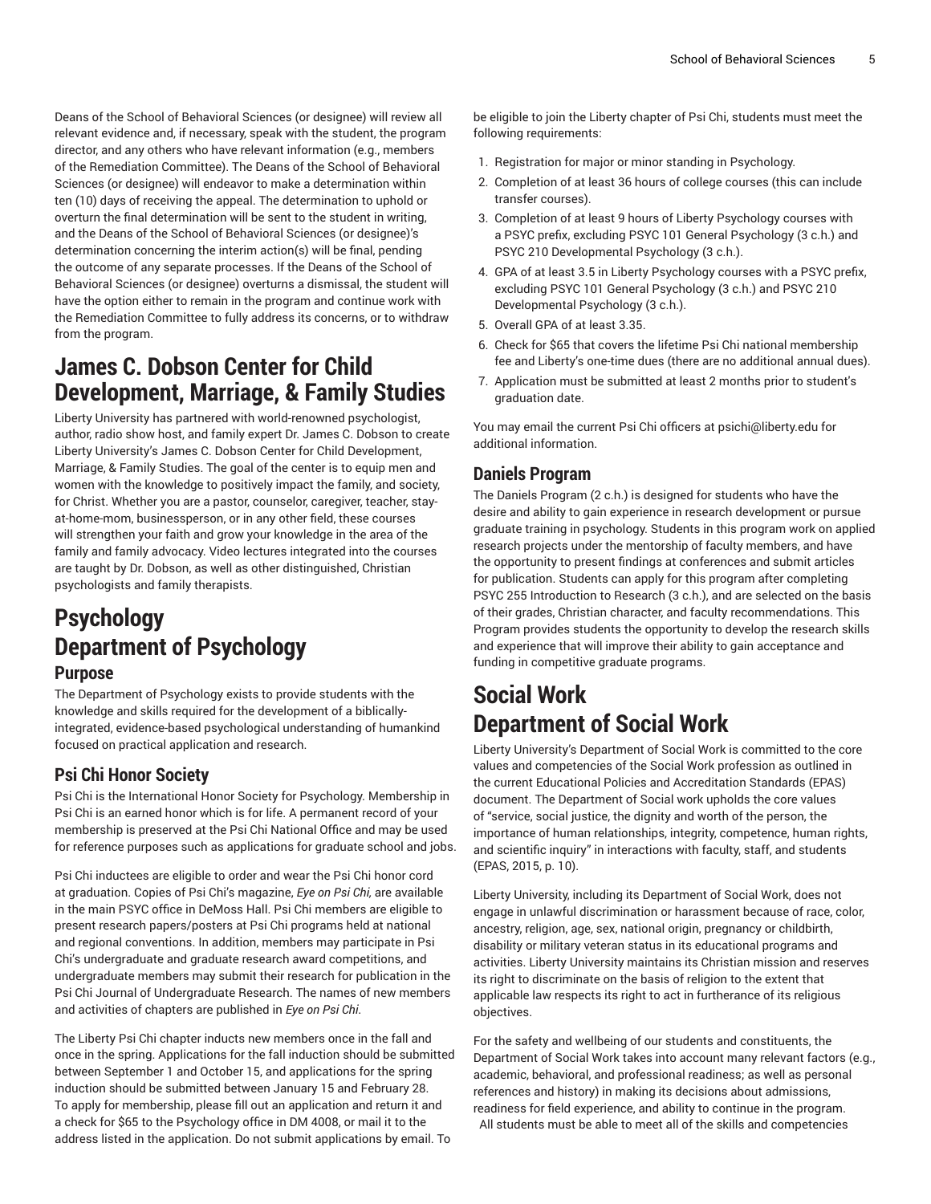Deans of the School of Behavioral Sciences (or designee) will review all relevant evidence and, if necessary, speak with the student, the program director, and any others who have relevant information (e.g., members of the Remediation Committee). The Deans of the School of Behavioral Sciences (or designee) will endeavor to make a determination within ten (10) days of receiving the appeal. The determination to uphold or overturn the final determination will be sent to the student in writing, and the Deans of the School of Behavioral Sciences (or designee)'s determination concerning the interim action(s) will be final, pending the outcome of any separate processes. If the Deans of the School of Behavioral Sciences (or designee) overturns a dismissal, the student will have the option either to remain in the program and continue work with the Remediation Committee to fully address its concerns, or to withdraw from the program.

# James C. Dobson Center for Child Development, Marriage, & Family Studies

Liberty University has partnered with world-renowned psychologist, author, radio show host, and family expert Dr. James C. Dobson to create Liberty University's James C. Dobson Center for Child Development, Marriage, & Family Studies. The goal of the center is to equip men and women with the knowledge to positively impact the family, and society, for Christ. Whether you are a pastor, counselor, caregiver, teacher, stay-at-home-mom, businessperson, or in any other field, these courses will strengthen your faith and grow your knowledge in the area of the family and family advocacy. Video lectures integrated into the courses are taught by Dr. Dobson, as well as other distinguished, Christian psychologists and family therapists.

# Psychology
# Department of Psychology

## Purpose

The Department of Psychology exists to provide students with the knowledge and skills required for the development of a biblically-integrated, evidence-based psychological understanding of humankind focused on practical application and research.

## Psi Chi Honor Society

Psi Chi is the International Honor Society for Psychology. Membership in Psi Chi is an earned honor which is for life. A permanent record of your membership is preserved at the Psi Chi National Office and may be used for reference purposes such as applications for graduate school and jobs.

Psi Chi inductees are eligible to order and wear the Psi Chi honor cord at graduation. Copies of Psi Chi's magazine, *Eye on Psi Chi,* are available in the main PSYC office in DeMoss Hall. Psi Chi members are eligible to present research papers/posters at Psi Chi programs held at national and regional conventions. In addition, members may participate in Psi Chi's undergraduate and graduate research award competitions, and undergraduate members may submit their research for publication in the Psi Chi Journal of Undergraduate Research. The names of new members and activities of chapters are published in *Eye on Psi Chi*.

The Liberty Psi Chi chapter inducts new members once in the fall and once in the spring. Applications for the fall induction should be submitted between September 1 and October 15, and applications for the spring induction should be submitted between January 15 and February 28. To apply for membership, please fill out an application and return it and a check for $65 to the Psychology office in DM 4008, or mail it to the address listed in the application. Do not submit applications by email. To be eligible to join the Liberty chapter of Psi Chi, students must meet the following requirements:

1. Registration for major or minor standing in Psychology.
2. Completion of at least 36 hours of college courses (this can include transfer courses).
3. Completion of at least 9 hours of Liberty Psychology courses with a PSYC prefix, excluding PSYC 101 General Psychology (3 c.h.) and PSYC 210 Developmental Psychology (3 c.h.).
4. GPA of at least 3.5 in Liberty Psychology courses with a PSYC prefix, excluding PSYC 101 General Psychology (3 c.h.) and PSYC 210 Developmental Psychology (3 c.h.).
5. Overall GPA of at least 3.35.
6. Check for $65 that covers the lifetime Psi Chi national membership fee and Liberty's one-time dues (there are no additional annual dues).
7. Application must be submitted at least 2 months prior to student's graduation date.

You may email the current Psi Chi officers at psichi@liberty.edu for additional information.

## Daniels Program

The Daniels Program (2 c.h.) is designed for students who have the desire and ability to gain experience in research development or pursue graduate training in psychology. Students in this program work on applied research projects under the mentorship of faculty members, and have the opportunity to present findings at conferences and submit articles for publication. Students can apply for this program after completing PSYC 255 Introduction to Research (3 c.h.), and are selected on the basis of their grades, Christian character, and faculty recommendations. This Program provides students the opportunity to develop the research skills and experience that will improve their ability to gain acceptance and funding in competitive graduate programs.

# Social Work
# Department of Social Work

Liberty University's Department of Social Work is committed to the core values and competencies of the Social Work profession as outlined in the current Educational Policies and Accreditation Standards (EPAS) document. The Department of Social work upholds the core values of "service, social justice, the dignity and worth of the person, the importance of human relationships, integrity, competence, human rights, and scientific inquiry" in interactions with faculty, staff, and students (EPAS, 2015, p. 10).

Liberty University, including its Department of Social Work, does not engage in unlawful discrimination or harassment because of race, color, ancestry, religion, age, sex, national origin, pregnancy or childbirth, disability or military veteran status in its educational programs and activities. Liberty University maintains its Christian mission and reserves its right to discriminate on the basis of religion to the extent that applicable law respects its right to act in furtherance of its religious objectives.

For the safety and wellbeing of our students and constituents, the Department of Social Work takes into account many relevant factors (e.g., academic, behavioral, and professional readiness; as well as personal references and history) in making its decisions about admissions, readiness for field experience, and ability to continue in the program. All students must be able to meet all of the skills and competencies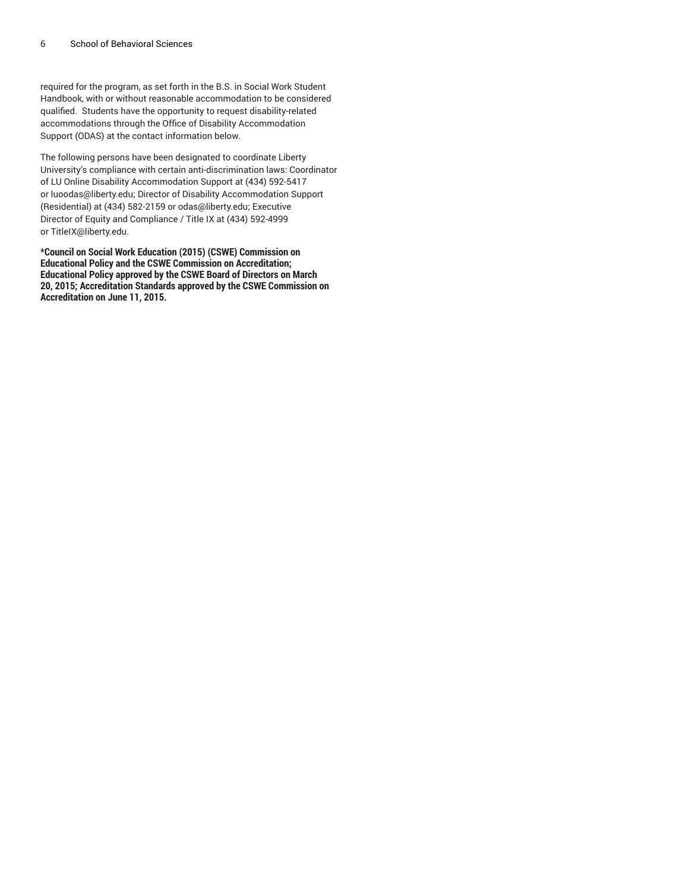required for the program, as set forth in the B.S. in Social Work Student Handbook, with or without reasonable accommodation to be considered qualified.  Students have the opportunity to request disability-related accommodations through the Office of Disability Accommodation Support (ODAS) at the contact information below.

The following persons have been designated to coordinate Liberty University's compliance with certain anti-discrimination laws: Coordinator of LU Online Disability Accommodation Support at (434) 592-5417 or luoodas@liberty.edu; Director of Disability Accommodation Support (Residential) at (434) 582-2159 or odas@liberty.edu; Executive Director of Equity and Compliance / Title IX at (434) 592-4999 or TitleIX@liberty.edu.

**\*Council on Social Work Education (2015) (CSWE) Commission on Educational Policy and the CSWE Commission on Accreditation; Educational Policy approved by the CSWE Board of Directors on March 20, 2015; Accreditation Standards approved by the CSWE Commission on Accreditation on June 11, 2015.**